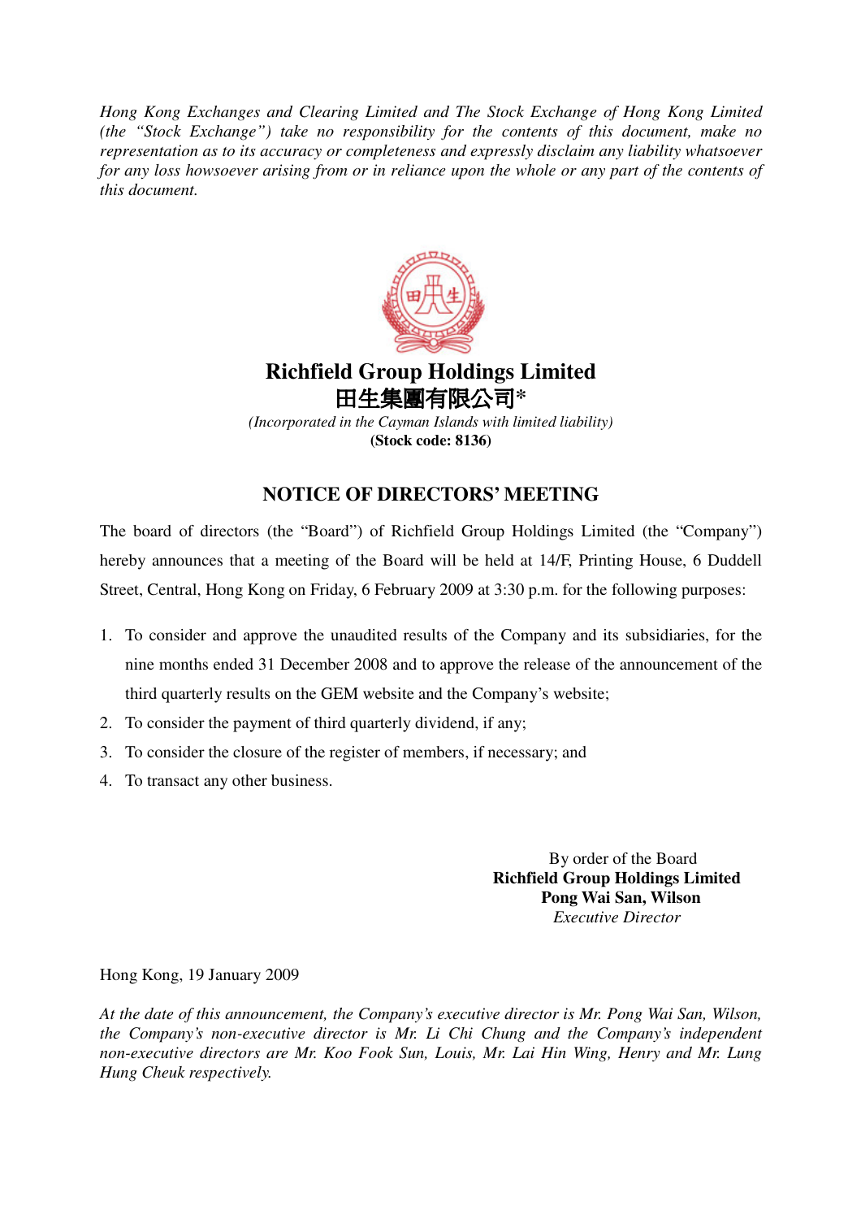*Hong Kong Exchanges and Clearing Limited and The Stock Exchange of Hong Kong Limited (the "Stock Exchange") take no responsibility for the contents of this document, make no representation as to its accuracy or completeness and expressly disclaim any liability whatsoever for any loss howsoever arising from or in reliance upon the whole or any part of the contents of this document.*

# Richfield Group Holdings Limited
# 田生集團有限公司*

*(Incorporated in the Cayman Islands with limited liability)*

**(Stock code: 8136)**

## NOTICE OF DIRECTORS' MEETING

The board of directors (the "Board") of Richfield Group Holdings Limited (the "Company") hereby announces that a meeting of the Board will be held at 14/F, Printing House, 6 Duddell Street, Central, Hong Kong on Friday, 6 February 2009 at 3:30 p.m. for the following purposes:

1. To consider and approve the unaudited results of the Company and its subsidiaries, for the nine months ended 31 December 2008 and to approve the release of the announcement of the third quarterly results on the GEM website and the Company's website;
2. To consider the payment of third quarterly dividend, if any;
3. To consider the closure of the register of members, if necessary; and
4. To transact any other business.

By order of the Board
**Richfield Group Holdings Limited**
**Pong Wai San, Wilson**
*Executive Director*

Hong Kong, 19 January 2009

*At the date of this announcement, the Company's executive director is Mr. Pong Wai San, Wilson, the Company's non-executive director is Mr. Li Chi Chung and the Company's independent non-executive directors are Mr. Koo Fook Sun, Louis, Mr. Lai Hin Wing, Henry and Mr. Lung Hung Cheuk respectively.*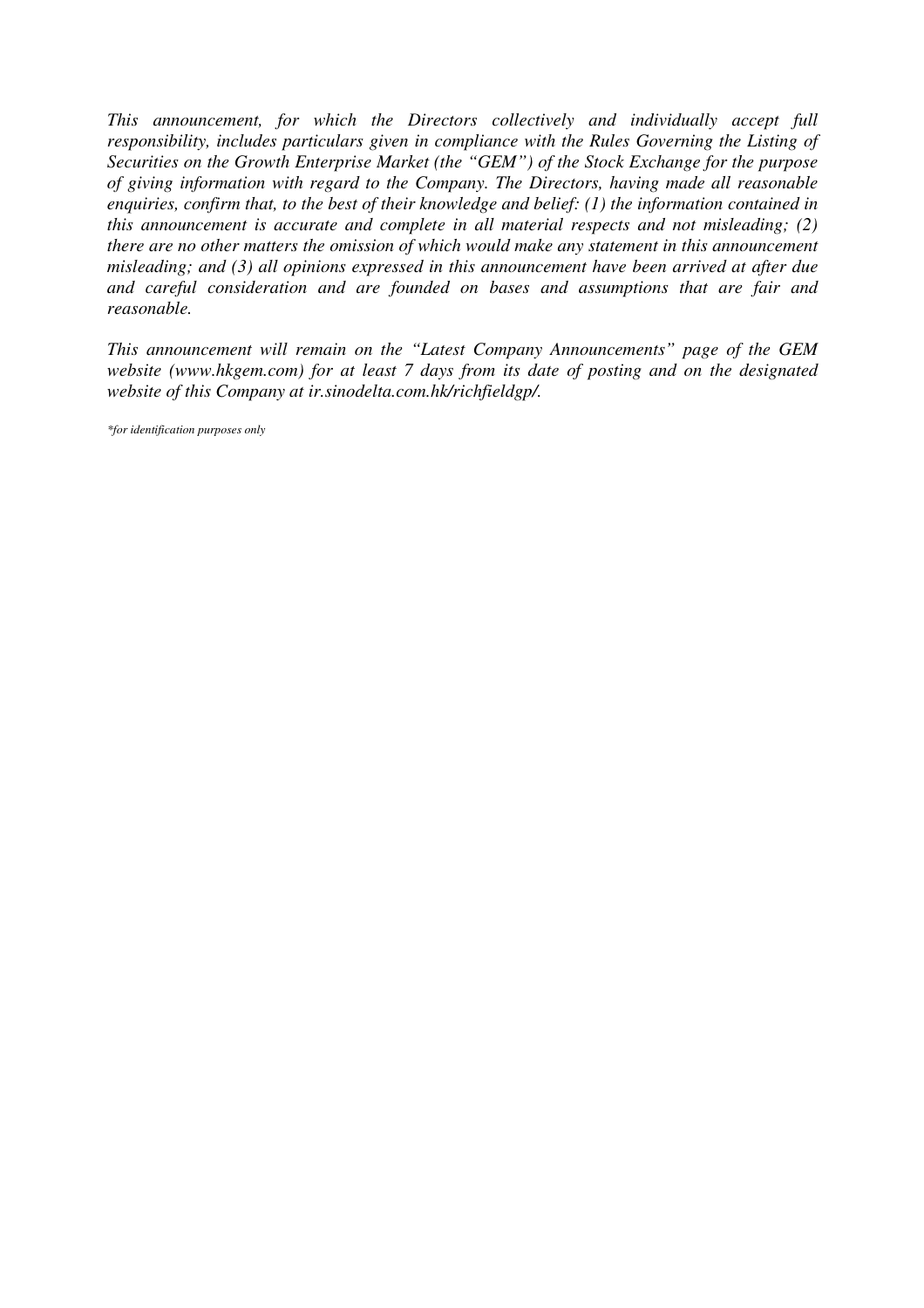*This announcement, for which the Directors collectively and individually accept full responsibility, includes particulars given in compliance with the Rules Governing the Listing of Securities on the Growth Enterprise Market (the "GEM") of the Stock Exchange for the purpose of giving information with regard to the Company. The Directors, having made all reasonable enquiries, confirm that, to the best of their knowledge and belief: (1) the information contained in this announcement is accurate and complete in all material respects and not misleading; (2) there are no other matters the omission of which would make any statement in this announcement misleading; and (3) all opinions expressed in this announcement have been arrived at after due and careful consideration and are founded on bases and assumptions that are fair and reasonable.*

*This announcement will remain on the "Latest Company Announcements" page of the GEM website (www.hkgem.com) for at least 7 days from its date of posting and on the designated website of this Company at ir.sinodelta.com.hk/richfieldgp/.*

*\*for identification purposes only*